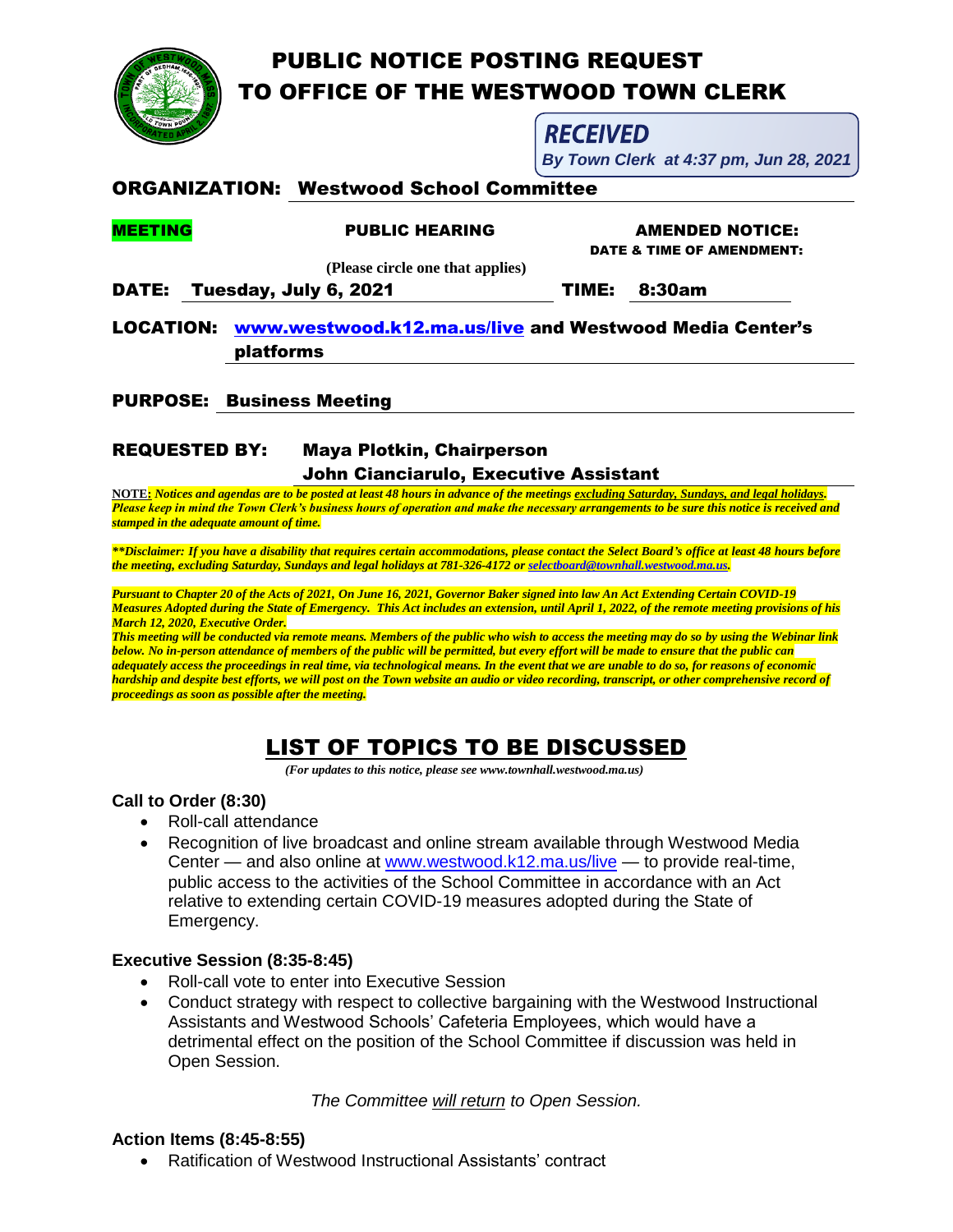# PUBLIC NOTICE POSTING REQUEST TO OFFICE OF THE WESTWOOD TOWN CLERK

**RECEIVED**
*By Town Clerk at 4:37 pm, Jun 28, 2021*

**ORGANIZATION:** Westwood School Committee

**MEETING** | **PUBLIC HEARING** | **AMENDED NOTICE:** DATE & TIME OF AMENDMENT:

**(Please circle one that applies)**

**DATE:** Tuesday, July 6, 2021 **TIME:** 8:30am

**LOCATION:** www.westwood.k12.ma.us/live and Westwood Media Center's platforms

**PURPOSE:** Business Meeting

**REQUESTED BY:** Maya Plotkin, Chairperson
John Cianciarulo, Executive Assistant

**NOTE:** *Notices and agendas are to be posted at least 48 hours in advance of the meetings excluding Saturday, Sundays, and legal holidays. Please keep in mind the Town Clerk's business hours of operation and make the necessary arrangements to be sure this notice is received and stamped in the adequate amount of time.*

*\*\*Disclaimer: If you have a disability that requires certain accommodations, please contact the Select Board's office at least 48 hours before the meeting, excluding Saturday, Sundays and legal holidays at 781-326-4172 or selectboard@townhall.westwood.ma.us.*

*Pursuant to Chapter 20 of the Acts of 2021, On June 16, 2021, Governor Baker signed into law An Act Extending Certain COVID-19 Measures Adopted during the State of Emergency. This Act includes an extension, until April 1, 2022, of the remote meeting provisions of his March 12, 2020, Executive Order.*
*This meeting will be conducted via remote means. Members of the public who wish to access the meeting may do so by using the Webinar link below. No in-person attendance of members of the public will be permitted, but every effort will be made to ensure that the public can adequately access the proceedings in real time, via technological means. In the event that we are unable to do so, for reasons of economic hardship and despite best efforts, we will post on the Town website an audio or video recording, transcript, or other comprehensive record of proceedings as soon as possible after the meeting.*

## LIST OF TOPICS TO BE DISCUSSED

*(For updates to this notice, please see www.townhall.westwood.ma.us)*

### Call to Order (8:30)

- Roll-call attendance
- Recognition of live broadcast and online stream available through Westwood Media Center — and also online at www.westwood.k12.ma.us/live — to provide real-time, public access to the activities of the School Committee in accordance with an Act relative to extending certain COVID-19 measures adopted during the State of Emergency.

### Executive Session (8:35-8:45)

- Roll-call vote to enter into Executive Session
- Conduct strategy with respect to collective bargaining with the Westwood Instructional Assistants and Westwood Schools' Cafeteria Employees, which would have a detrimental effect on the position of the School Committee if discussion was held in Open Session.

*The Committee will return to Open Session.*

### Action Items (8:45-8:55)

- Ratification of Westwood Instructional Assistants' contract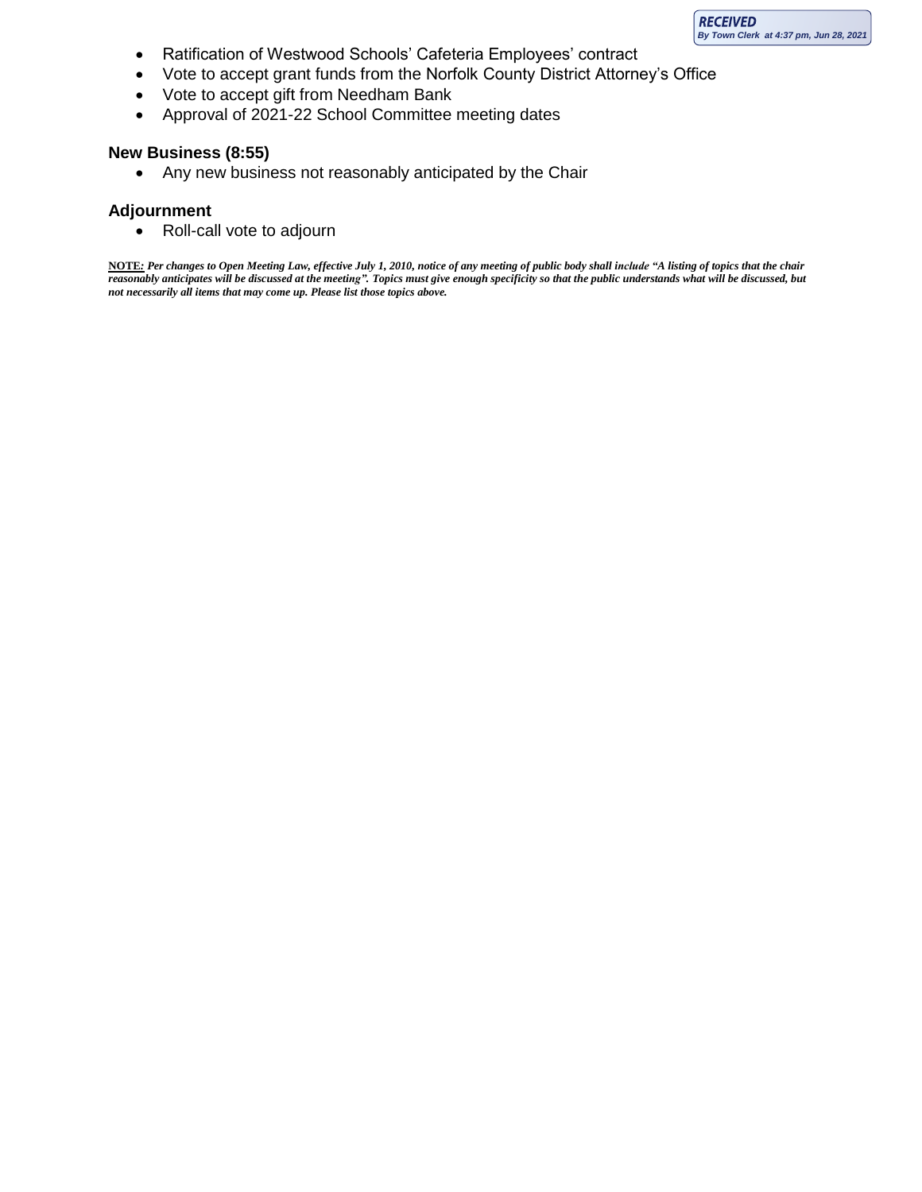**RECEIVED**
*By Town Clerk at 4:37 pm, Jun 28, 2021*

- Ratification of Westwood Schools' Cafeteria Employees' contract
- Vote to accept grant funds from the Norfolk County District Attorney's Office
- Vote to accept gift from Needham Bank
- Approval of 2021-22 School Committee meeting dates

### New Business (8:55)

- Any new business not reasonably anticipated by the Chair

### Adjournment

- Roll-call vote to adjourn

**NOTE:** ***Per changes to Open Meeting Law, effective July 1, 2010, notice of any meeting of public body shall include "A listing of topics that the chair reasonably anticipates will be discussed at the meeting". Topics must give enough specificity so that the public understands what will be discussed, but not necessarily all items that may come up. Please list those topics above.***